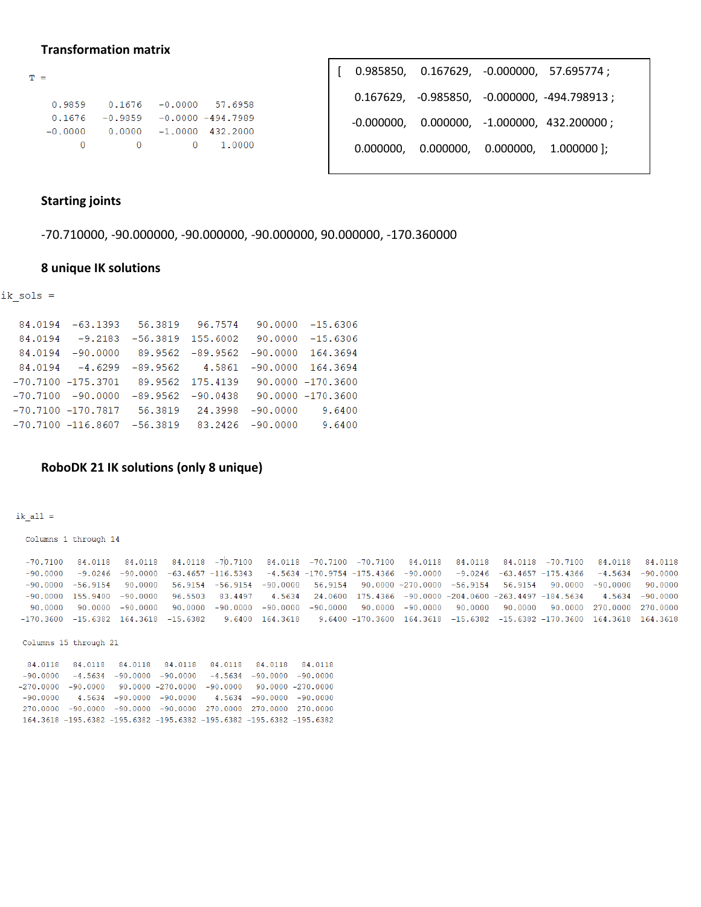**Transformation matrix**

```
T =

    0.9859    0.1676   -0.0000   57.6958
    0.1676   -0.9859   -0.0000 -494.7989
   -0.0000    0.0000   -1.0000  432.2000
         0         0         0    1.0000
```

```
[  0.985850,   0.167629,  -0.000000,   57.695774 ;
   0.167629,  -0.985850,  -0.000000, -494.798913 ;
  -0.000000,   0.000000,  -1.000000,  432.200000 ;
   0.000000,   0.000000,   0.000000,    1.000000 ];
```

**Starting joints**

-70.710000, -90.000000, -90.000000, -90.000000, 90.000000, -170.360000

**8 unique IK solutions**

```
ik_sols =

   84.0194  -63.1393   56.3819   96.7574   90.0000  -15.6306
   84.0194   -9.2183  -56.3819  155.6002   90.0000  -15.6306
   84.0194  -90.0000   89.9562  -89.9562  -90.0000  164.3694
   84.0194   -4.6299  -89.9562    4.5861  -90.0000  164.3694
  -70.7100 -175.3701   89.9562  175.4139   90.0000 -170.3600
  -70.7100  -90.0000  -89.9562  -90.0438   90.0000 -170.3600
  -70.7100 -170.7817   56.3819   24.3998  -90.0000    9.6400
  -70.7100 -116.8607  -56.3819   83.2426  -90.0000    9.6400
```

**RoboDK 21 IK solutions (only 8 unique)**

```
ik_all =

  Columns 1 through 14

  -70.7100   84.0118   84.0118   84.0118  -70.7100   84.0118  -70.7100  -70.7100   84.0118   84.0118   84.0118  -70.7100   84.0118   84.0118
  -90.0000   -9.0246  -90.0000  -63.4657 -116.5343   -4.5634 -170.9754 -175.4366  -90.0000   -9.0246  -63.4657 -175.4366   -4.5634  -90.0000
  -90.0000  -56.9154   90.0000   56.9154  -56.9154  -90.0000   56.9154   90.0000 -270.0000  -56.9154   56.9154   90.0000  -90.0000   90.0000
  -90.0000  155.9400  -90.0000   96.5503   83.4497    4.5634   24.0600  175.4366  -90.0000 -204.0600 -263.4497 -184.5634    4.5634  -90.0000
   90.0000   90.0000  -90.0000   90.0000  -90.0000  -90.0000  -90.0000   90.0000  -90.0000   90.0000   90.0000   90.0000  270.0000  270.0000
 -170.3600  -15.6382  164.3618  -15.6382    9.6400  164.3618    9.6400 -170.3600  164.3618  -15.6382  -15.6382 -170.3600  164.3618  164.3618

  Columns 15 through 21

   84.0118   84.0118   84.0118   84.0118   84.0118   84.0118   84.0118
  -90.0000   -4.5634  -90.0000  -90.0000   -4.5634  -90.0000  -90.0000
 -270.0000  -90.0000   90.0000 -270.0000  -90.0000   90.0000 -270.0000
  -90.0000    4.5634  -90.0000  -90.0000    4.5634  -90.0000  -90.0000
  270.0000  -90.0000  -90.0000  -90.0000  270.0000  270.0000  270.0000
  164.3618 -195.6382 -195.6382 -195.6382 -195.6382 -195.6382 -195.6382
```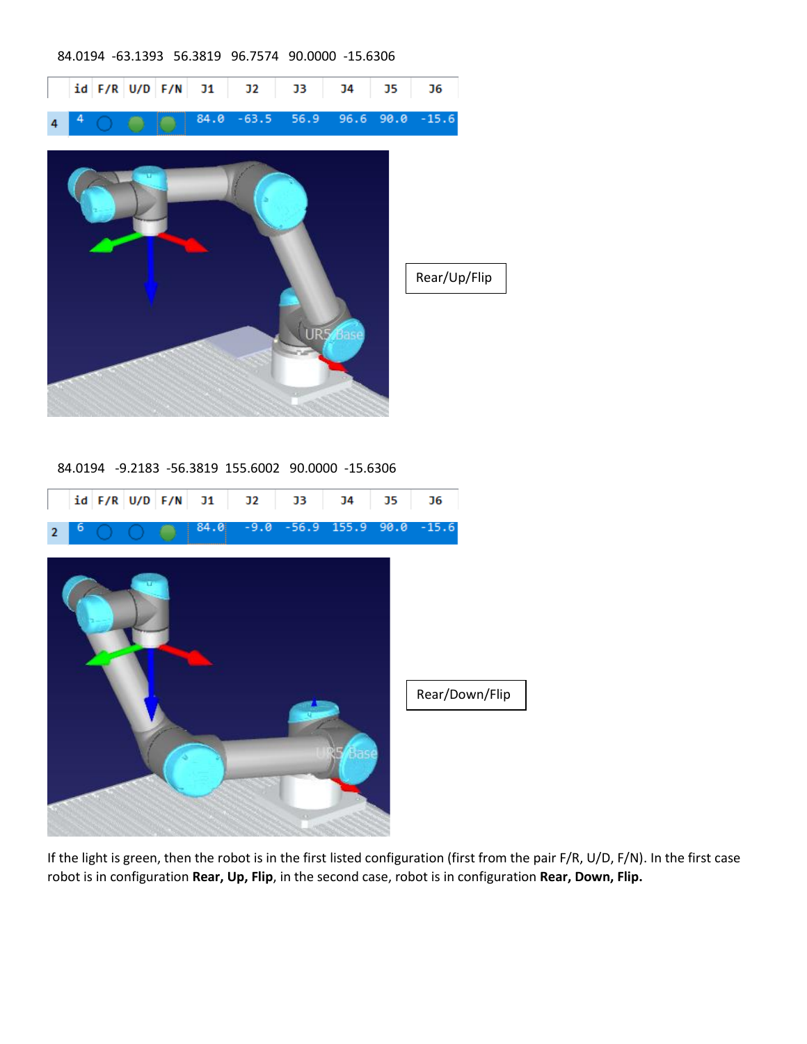84.0194 -63.1393 56.3819 96.7574 90.0000 -15.6306

| | id | F/R | U/D | F/N | J1 | J2 | J3 | J4 | J5 | J6 |
|---|---|---|---|---|---|---|---|---|---|---|
| 4 | 4 | | | | 84.0 | -63.5 | 56.9 | 96.6 | 90.0 | -15.6 |

Rear/Up/Flip

84.0194 -9.2183 -56.3819 155.6002 90.0000 -15.6306

| | id | F/R | U/D | F/N | J1 | J2 | J3 | J4 | J5 | J6 |
|---|---|---|---|---|---|---|---|---|---|---|
| 2 | 6 | | | | 84.0 | -9.0 | -56.9 | 155.9 | 90.0 | -15.6 |

Rear/Down/Flip

If the light is green, then the robot is in the first listed configuration (first from the pair F/R, U/D, F/N). In the first case robot is in configuration **Rear, Up, Flip**, in the second case, robot is in configuration **Rear, Down, Flip.**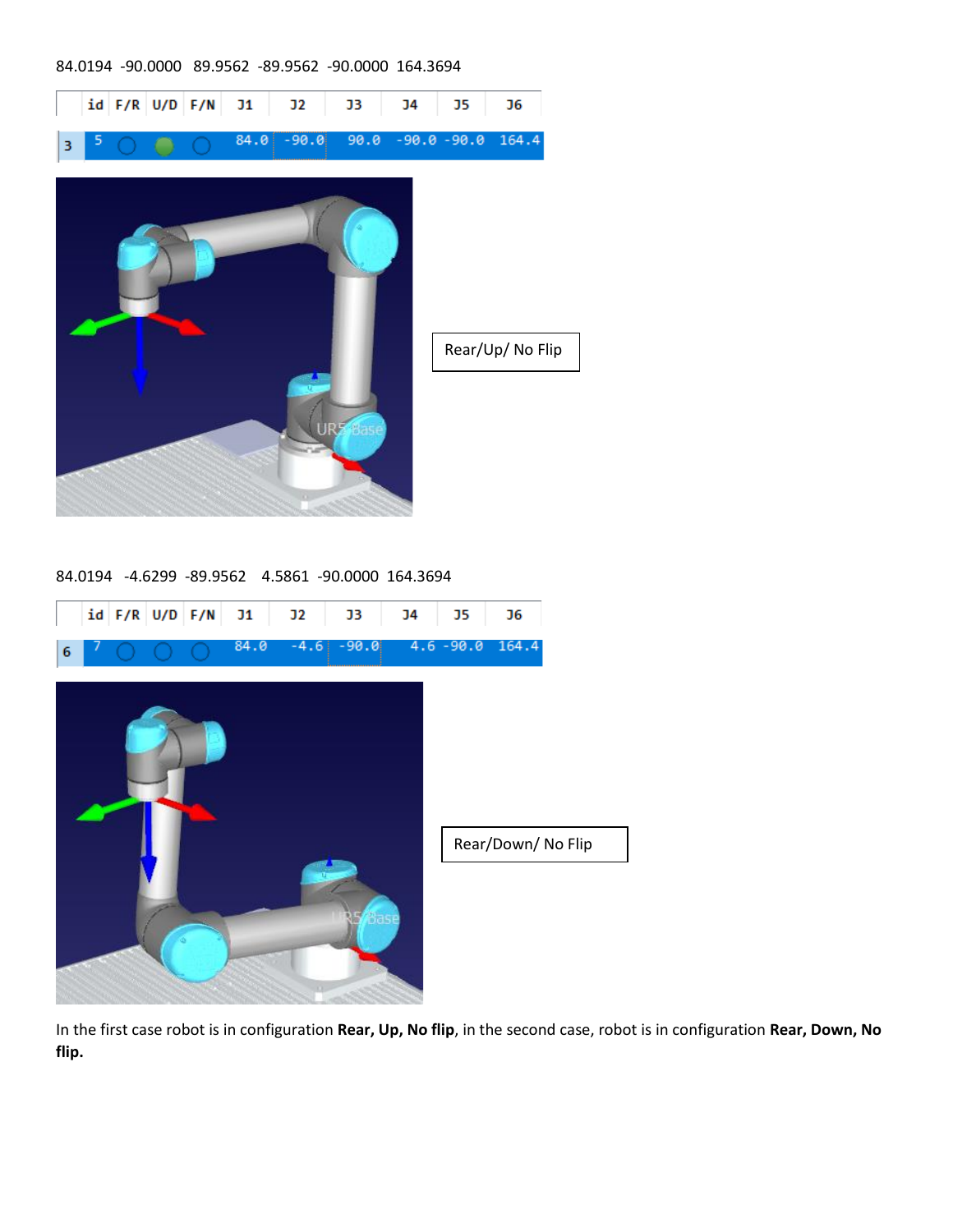84.0194 -90.0000 89.9562 -89.9562 -90.0000 164.3694

| | id | F/R | U/D | F/N | J1 | J2 | J3 | J4 | J5 | J6 |
|---|---|---|---|---|---|---|---|---|---|---|
| 3 | 5 | ○ | ● | ○ | 84.0 | -90.0 | 90.0 | -90.0 | -90.0 | 164.4 |

Rear/Up/ No Flip

84.0194 -4.6299 -89.9562 4.5861 -90.0000 164.3694

| | id | F/R | U/D | F/N | J1 | J2 | J3 | J4 | J5 | J6 |
|---|---|---|---|---|---|---|---|---|---|---|
| 6 | 7 | ○ | ○ | ○ | 84.0 | -4.6 | -90.0 | 4.6 | -90.0 | 164.4 |

Rear/Down/ No Flip

In the first case robot is in configuration **Rear, Up, No flip**, in the second case, robot is in configuration **Rear, Down, No flip.**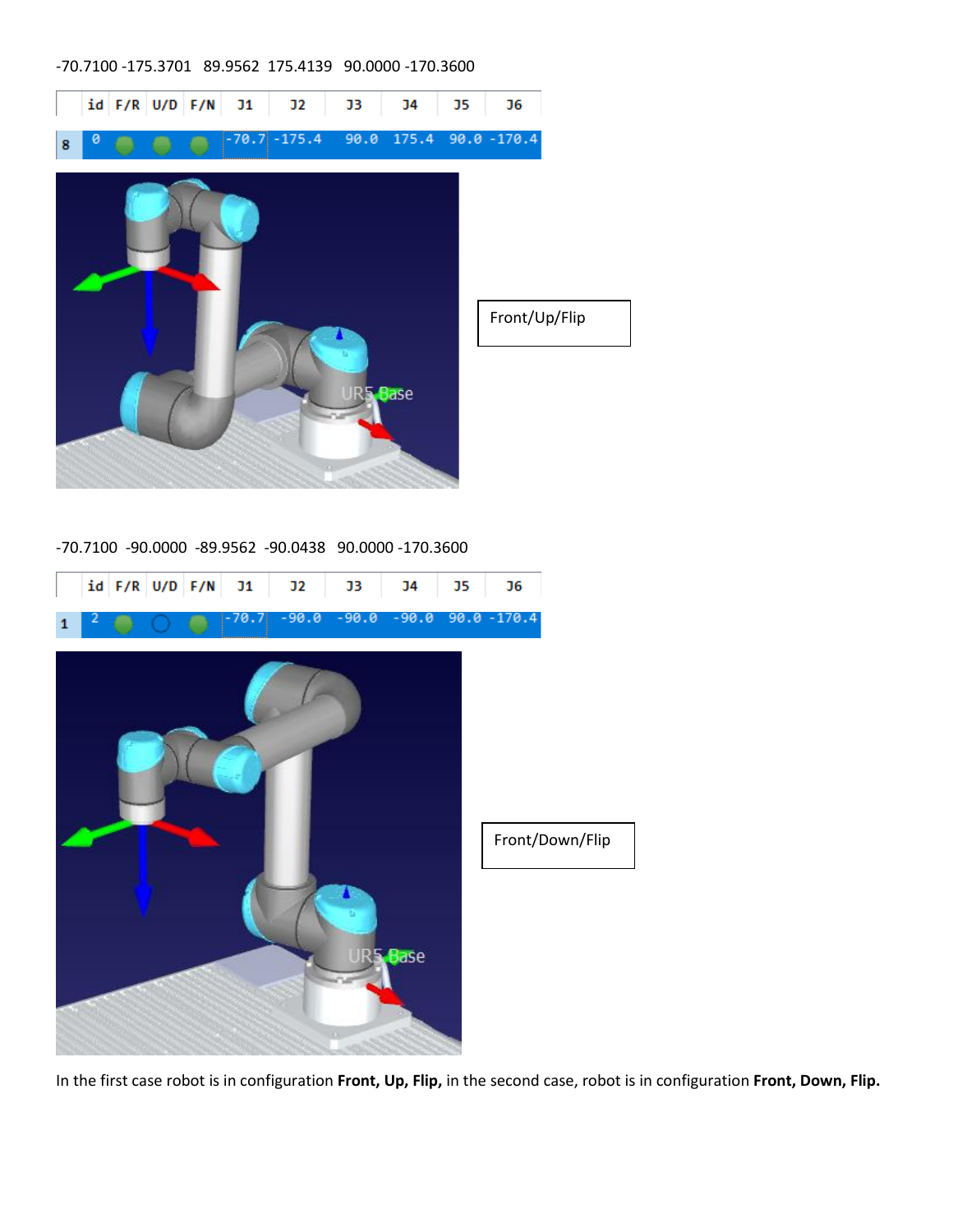-70.7100 -175.3701 89.9562 175.4139 90.0000 -170.3600

| | id | F/R | U/D | F/N | J1 | J2 | J3 | J4 | J5 | J6 |
|---|---|---|---|---|---|---|---|---|---|---|
| 8 | 0 | ● | ● | ● | -70.7 | -175.4 | 90.0 | 175.4 | 90.0 | -170.4 |

Front/Up/Flip

-70.7100 -90.0000 -89.9562 -90.0438 90.0000 -170.3600

| | id | F/R | U/D | F/N | J1 | J2 | J3 | J4 | J5 | J6 |
|---|---|---|---|---|---|---|---|---|---|---|
| 1 | 2 | ● | ○ | ● | -70.7 | -90.0 | -90.0 | -90.0 | 90.0 | -170.4 |

Front/Down/Flip

In the first case robot is in configuration **Front, Up, Flip,** in the second case, robot is in configuration **Front, Down, Flip.**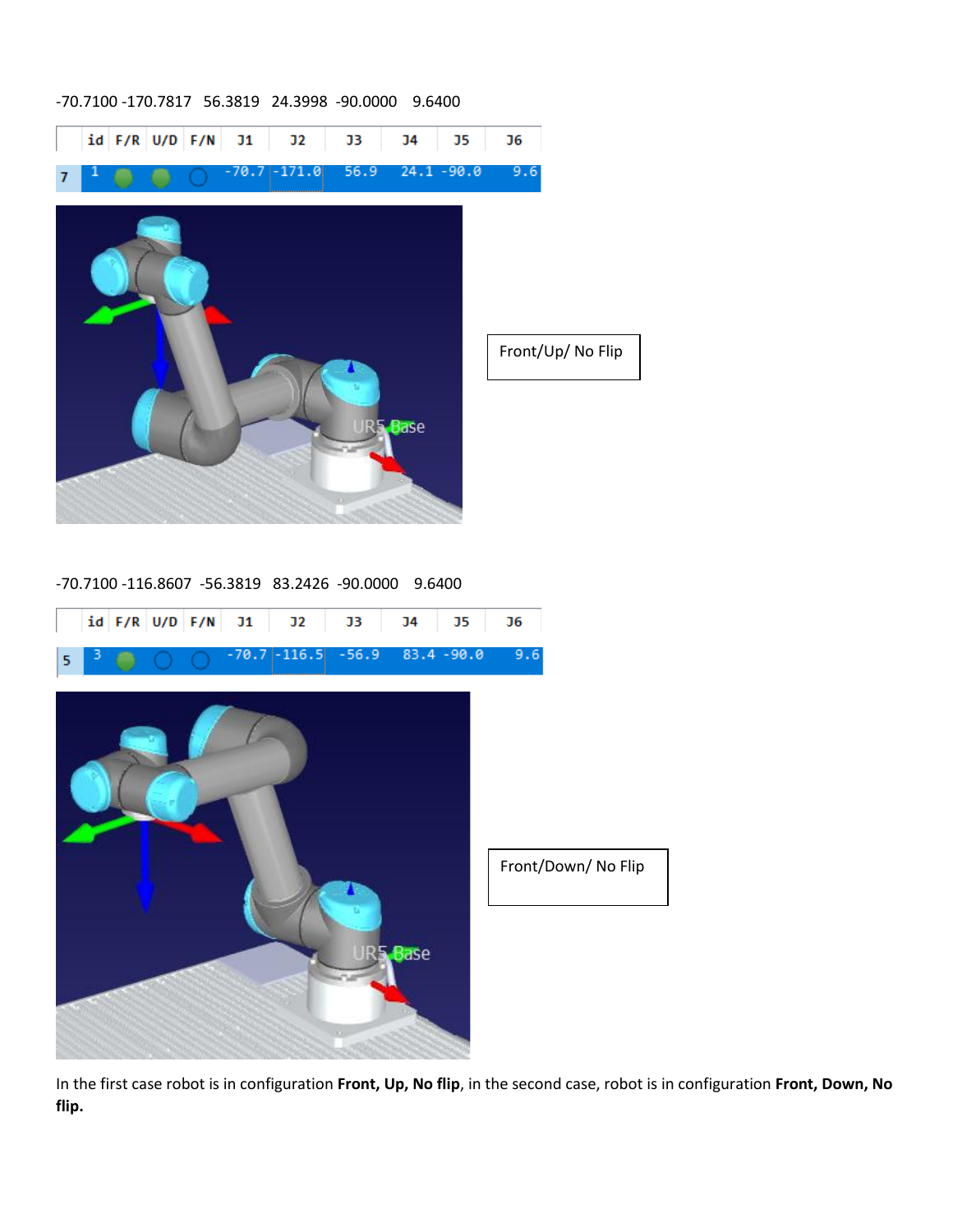-70.7100 -170.7817   56.3819   24.3998  -90.0000    9.6400

|   | id | F/R | U/D | F/N | J1 | J2 | J3 | J4 | J5 | J6 |
|---|---|---|---|---|---|---|---|---|---|---|
| 7 | 1 | ● | ● | ○ | -70.7 | -171.0 | 56.9 | 24.1 | -90.0 | 9.6 |

Front/Up/ No Flip

-70.7100 -116.8607  -56.3819   83.2426  -90.0000    9.6400

|   | id | F/R | U/D | F/N | J1 | J2 | J3 | J4 | J5 | J6 |
|---|---|---|---|---|---|---|---|---|---|---|
| 5 | 3 | ● | ○ | ○ | -70.7 | -116.5 | -56.9 | 83.4 | -90.0 | 9.6 |

Front/Down/ No Flip

In the first case robot is in configuration **Front, Up, No flip**, in the second case, robot is in configuration **Front, Down, No flip.**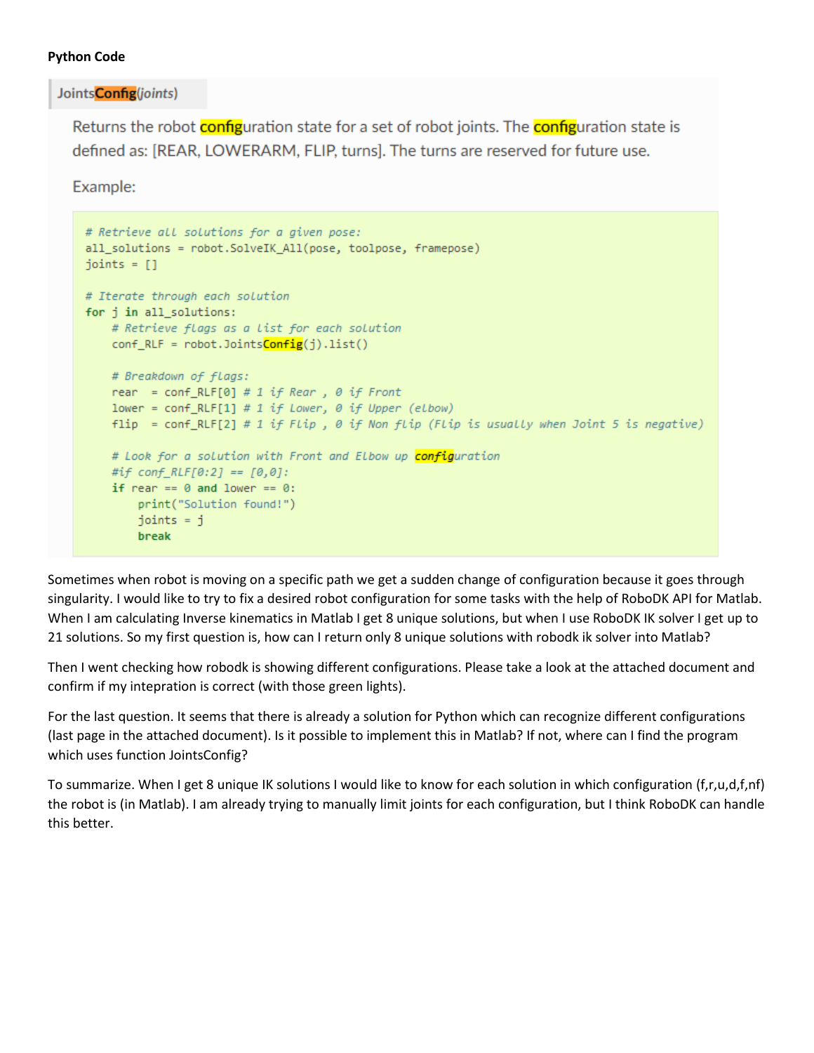**Python Code**

JointsConfig(*joints*)

Returns the robot configuration state for a set of robot joints. The configuration state is defined as: [REAR, LOWERARM, FLIP, turns]. The turns are reserved for future use.

Example:

```
# Retrieve all solutions for a given pose:
all_solutions = robot.SolveIK_All(pose, toolpose, framepose)
joints = []

# Iterate through each solution
for j in all_solutions:
    # Retrieve flags as a list for each solution
    conf_RLF = robot.JointsConfig(j).list()

    # Breakdown of flags:
    rear  = conf_RLF[0] # 1 if Rear , 0 if Front
    lower = conf_RLF[1] # 1 if Lower, 0 if Upper (elbow)
    flip  = conf_RLF[2] # 1 if Flip , 0 if Non flip (Flip is usually when Joint 5 is negative)

    # Look for a solution with Front and Elbow up configuration
    #if conf_RLF[0:2] == [0,0]:
    if rear == 0 and lower == 0:
        print("Solution found!")
        joints = j
        break
```

Sometimes when robot is moving on a specific path we get a sudden change of configuration because it goes through singularity. I would like to try to fix a desired robot configuration for some tasks with the help of RoboDK API for Matlab. When I am calculating Inverse kinematics in Matlab I get 8 unique solutions, but when I use RoboDK IK solver I get up to 21 solutions. So my first question is, how can I return only 8 unique solutions with robodk ik solver into Matlab?

Then I went checking how robodk is showing different configurations. Please take a look at the attached document and confirm if my intepration is correct (with those green lights).

For the last question. It seems that there is already a solution for Python which can recognize different configurations (last page in the attached document). Is it possible to implement this in Matlab? If not, where can I find the program which uses function JointsConfig?

To summarize. When I get 8 unique IK solutions I would like to know for each solution in which configuration (f,r,u,d,f,nf) the robot is (in Matlab). I am already trying to manually limit joints for each configuration, but I think RoboDK can handle this better.